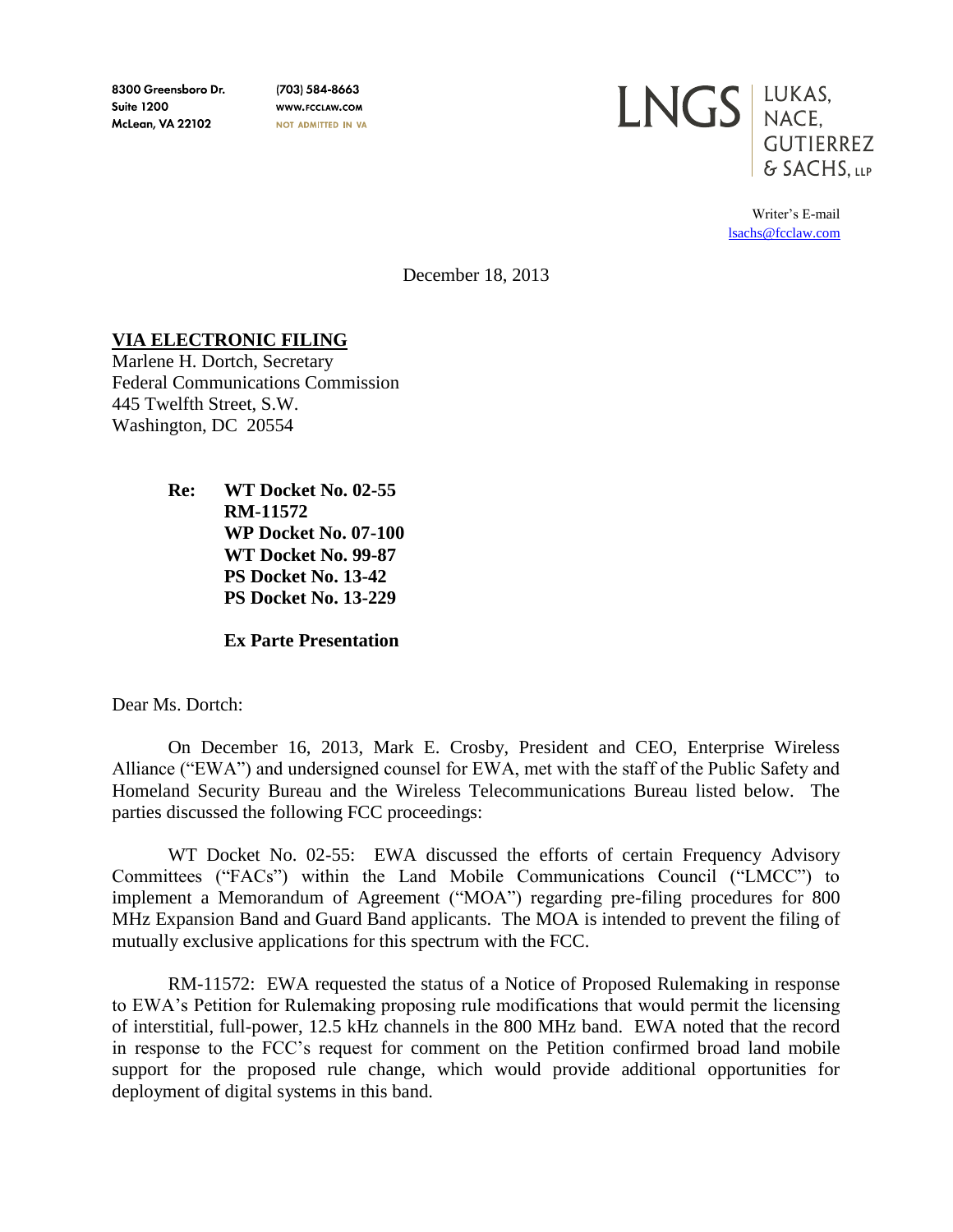8300 Greensboro Dr.
Suite 1200
McLean, VA 22102

(703) 584-8663
WWW.FCCLAW.COM
NOT ADMITTED IN VA

LNGS | LUKAS, NACE, GUTIERREZ & SACHS, LLP

Writer's E-mail
lsachs@fcclaw.com

December 18, 2013

**VIA ELECTRONIC FILING**
Marlene H. Dortch, Secretary
Federal Communications Commission
445 Twelfth Street, S.W.
Washington, DC 20554

**Re: WT Docket No. 02-55**
**RM-11572**
**WP Docket No. 07-100**
**WT Docket No. 99-87**
**PS Docket No. 13-42**
**PS Docket No. 13-229**

**Ex Parte Presentation**

Dear Ms. Dortch:

On December 16, 2013, Mark E. Crosby, President and CEO, Enterprise Wireless Alliance ("EWA") and undersigned counsel for EWA, met with the staff of the Public Safety and Homeland Security Bureau and the Wireless Telecommunications Bureau listed below. The parties discussed the following FCC proceedings:

WT Docket No. 02-55: EWA discussed the efforts of certain Frequency Advisory Committees ("FACs") within the Land Mobile Communications Council ("LMCC") to implement a Memorandum of Agreement ("MOA") regarding pre-filing procedures for 800 MHz Expansion Band and Guard Band applicants. The MOA is intended to prevent the filing of mutually exclusive applications for this spectrum with the FCC.

RM-11572: EWA requested the status of a Notice of Proposed Rulemaking in response to EWA's Petition for Rulemaking proposing rule modifications that would permit the licensing of interstitial, full-power, 12.5 kHz channels in the 800 MHz band. EWA noted that the record in response to the FCC's request for comment on the Petition confirmed broad land mobile support for the proposed rule change, which would provide additional opportunities for deployment of digital systems in this band.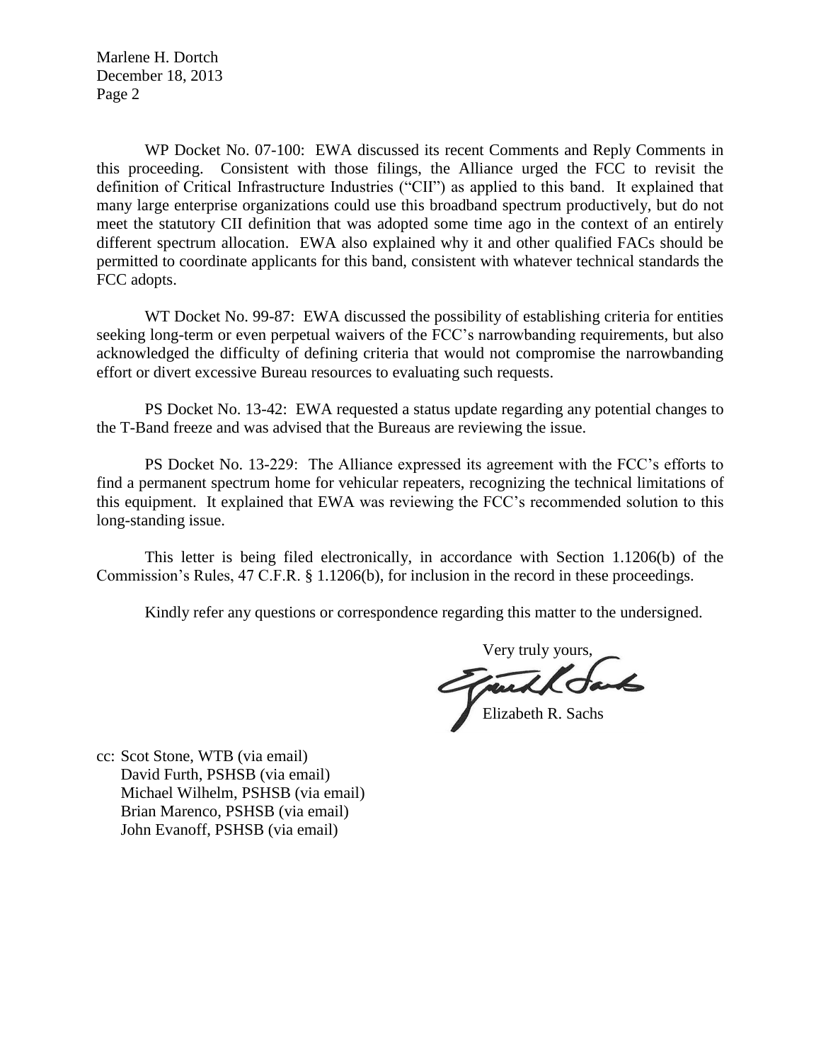WP Docket No. 07-100: EWA discussed its recent Comments and Reply Comments in this proceeding. Consistent with those filings, the Alliance urged the FCC to revisit the definition of Critical Infrastructure Industries ("CII") as applied to this band. It explained that many large enterprise organizations could use this broadband spectrum productively, but do not meet the statutory CII definition that was adopted some time ago in the context of an entirely different spectrum allocation. EWA also explained why it and other qualified FACs should be permitted to coordinate applicants for this band, consistent with whatever technical standards the FCC adopts.

WT Docket No. 99-87: EWA discussed the possibility of establishing criteria for entities seeking long-term or even perpetual waivers of the FCC's narrowbanding requirements, but also acknowledged the difficulty of defining criteria that would not compromise the narrowbanding effort or divert excessive Bureau resources to evaluating such requests.

PS Docket No. 13-42: EWA requested a status update regarding any potential changes to the T-Band freeze and was advised that the Bureaus are reviewing the issue.

PS Docket No. 13-229: The Alliance expressed its agreement with the FCC's efforts to find a permanent spectrum home for vehicular repeaters, recognizing the technical limitations of this equipment. It explained that EWA was reviewing the FCC's recommended solution to this long-standing issue.

This letter is being filed electronically, in accordance with Section 1.1206(b) of the Commission's Rules, 47 C.F.R. § 1.1206(b), for inclusion in the record in these proceedings.

Kindly refer any questions or correspondence regarding this matter to the undersigned.

Very truly yours,

Elizabeth R. Sachs

cc: Scot Stone, WTB (via email)
David Furth, PSHSB (via email)
Michael Wilhelm, PSHSB (via email)
Brian Marenco, PSHSB (via email)
John Evanoff, PSHSB (via email)